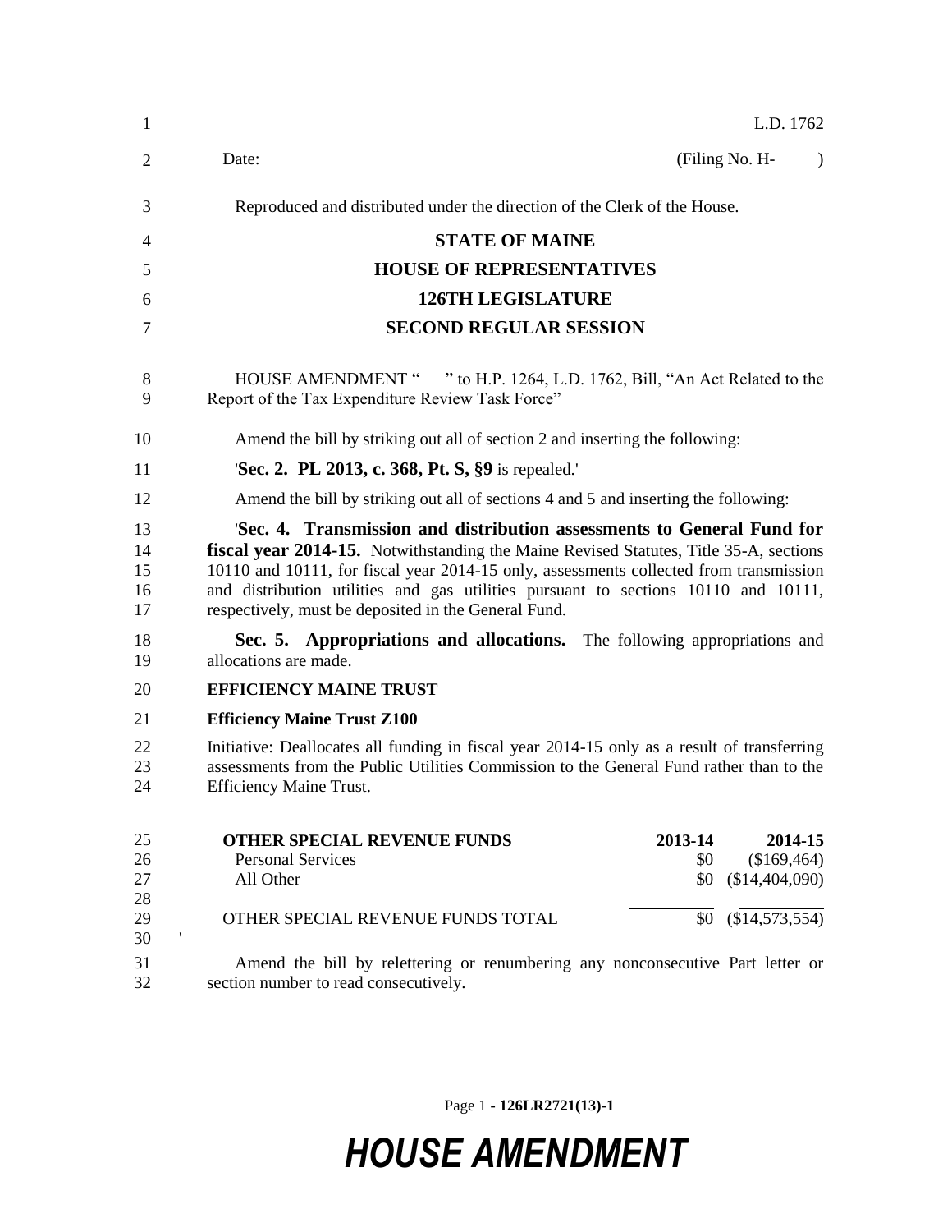L.D. 1762

Date: (Filing No. H- )

Reproduced and distributed under the direction of the Clerk of the House.

# STATE OF MAINE

## HOUSE OF REPRESENTATIVES

## 126TH LEGISLATURE

## SECOND REGULAR SESSION

HOUSE AMENDMENT " " to H.P. 1264, L.D. 1762, Bill, "An Act Related to the Report of the Tax Expenditure Review Task Force"

Amend the bill by striking out all of section 2 and inserting the following:

'**Sec. 2. PL 2013, c. 368, Pt. S, §9** is repealed.'

Amend the bill by striking out all of sections 4 and 5 and inserting the following:

'**Sec. 4. Transmission and distribution assessments to General Fund for fiscal year 2014-15.** Notwithstanding the Maine Revised Statutes, Title 35-A, sections 10110 and 10111, for fiscal year 2014-15 only, assessments collected from transmission and distribution utilities and gas utilities pursuant to sections 10110 and 10111, respectively, must be deposited in the General Fund.

**Sec. 5. Appropriations and allocations.** The following appropriations and allocations are made.

**EFFICIENCY MAINE TRUST**

**Efficiency Maine Trust Z100**

Initiative: Deallocates all funding in fiscal year 2014-15 only as a result of transferring assessments from the Public Utilities Commission to the General Fund rather than to the Efficiency Maine Trust.

| OTHER SPECIAL REVENUE FUNDS | 2013-14 | 2014-15 |
|---|---|---|
| Personal Services | $0 | ($169,464) |
| All Other | $0 | ($14,404,090) |
| OTHER SPECIAL REVENUE FUNDS TOTAL | $0 | ($14,573,554) |

'

Amend the bill by relettering or renumbering any nonconsecutive Part letter or section number to read consecutively.

*HOUSE AMENDMENT*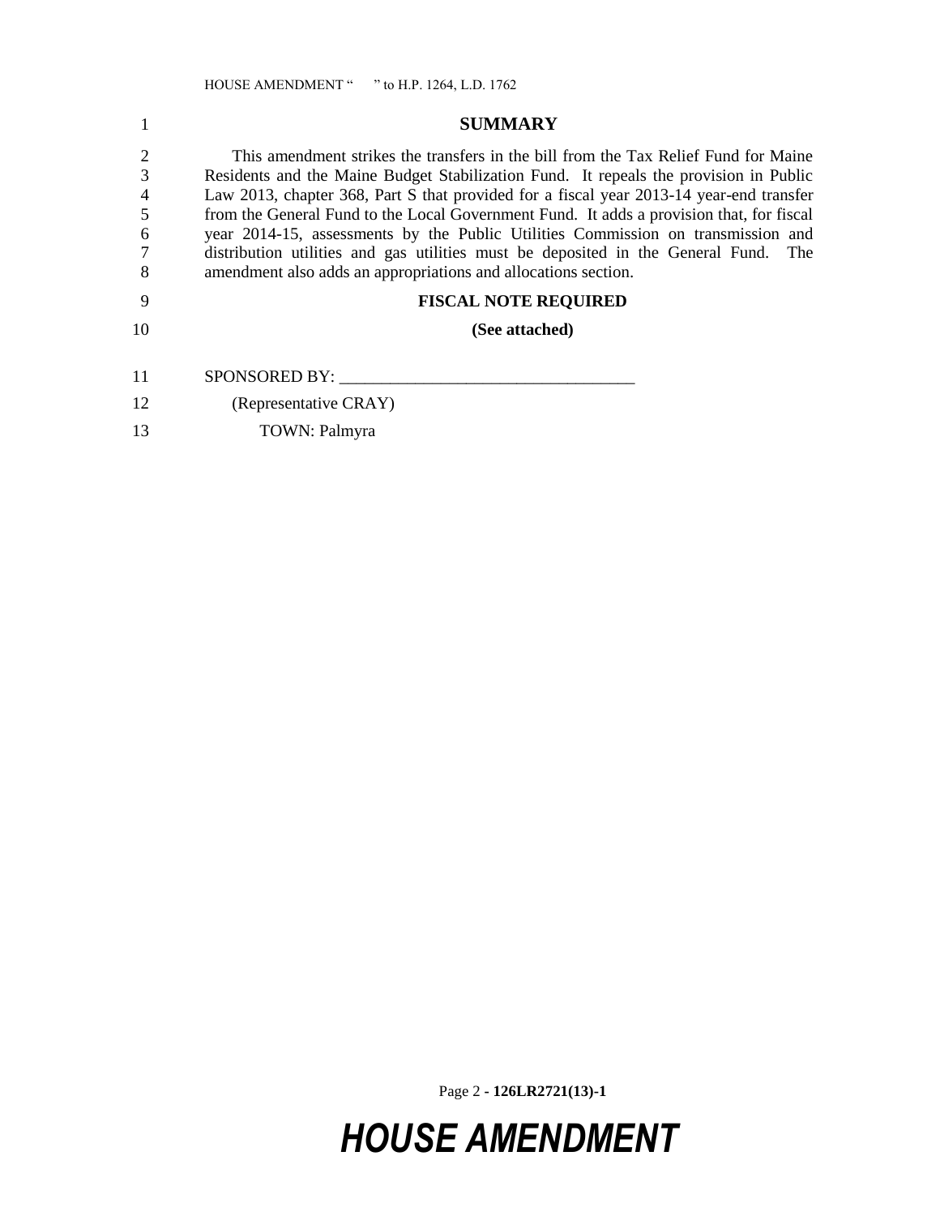## SUMMARY

This amendment strikes the transfers in the bill from the Tax Relief Fund for Maine Residents and the Maine Budget Stabilization Fund. It repeals the provision in Public Law 2013, chapter 368, Part S that provided for a fiscal year 2013-14 year-end transfer from the General Fund to the Local Government Fund. It adds a provision that, for fiscal year 2014-15, assessments by the Public Utilities Commission on transmission and distribution utilities and gas utilities must be deposited in the General Fund. The amendment also adds an appropriations and allocations section.

**FISCAL NOTE REQUIRED**

**(See attached)**

SPONSORED BY: ___________________________________

(Representative CRAY)

TOWN: Palmyra

# HOUSE AMENDMENT